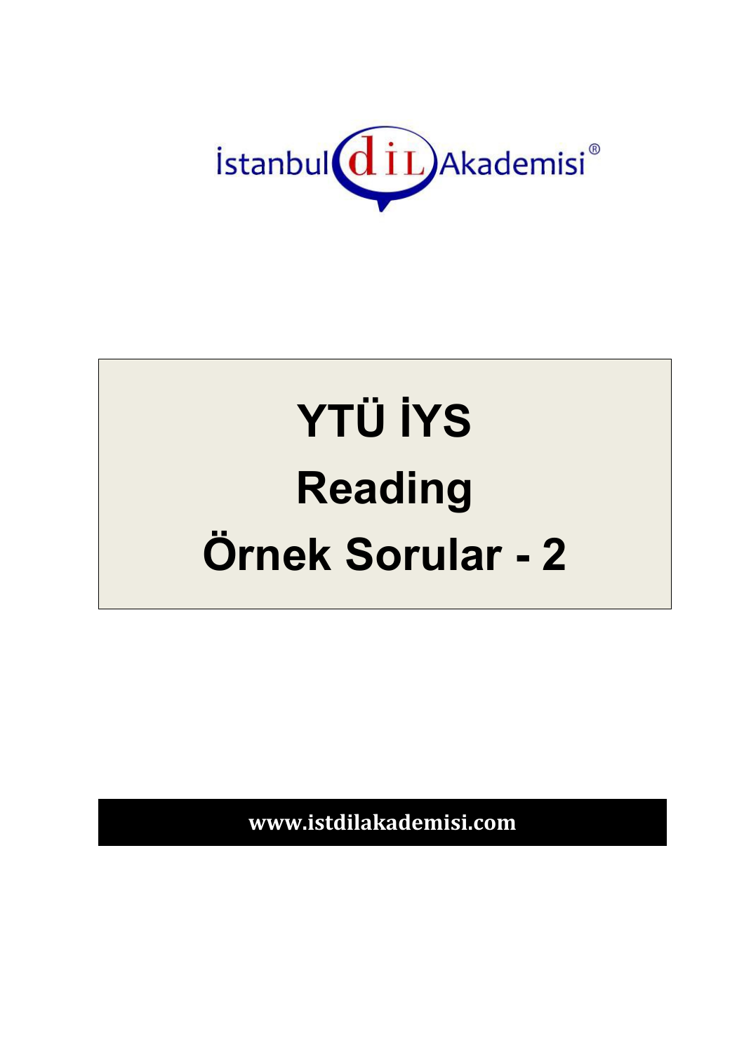İstanbul dil Akademisi®

# YTÜ İYS

# Reading

# Örnek Sorular - 2

**www.istdilakademisi.com**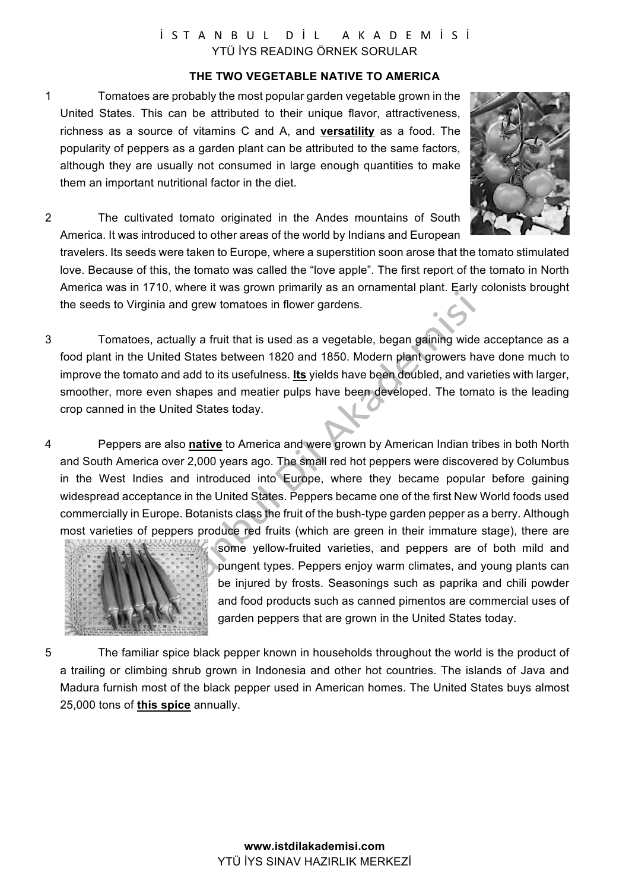### THE TWO VEGETABLE NATIVE TO AMERICA

1 Tomatoes are probably the most popular garden vegetable grown in the United States. This can be attributed to their unique flavor, attractiveness, richness as a source of vitamins C and A, and **versatility** as a food. The popularity of peppers as a garden plant can be attributed to the same factors, although they are usually not consumed in large enough quantities to make them an important nutritional factor in the diet.

2 The cultivated tomato originated in the Andes mountains of South America. It was introduced to other areas of the world by Indians and European travelers. Its seeds were taken to Europe, where a superstition soon arose that the tomato stimulated love. Because of this, the tomato was called the "love apple". The first report of the tomato in North America was in 1710, where it was grown primarily as an ornamental plant. Early colonists brought the seeds to Virginia and grew tomatoes in flower gardens.

3 Tomatoes, actually a fruit that is used as a vegetable, began gaining wide acceptance as a food plant in the United States between 1820 and 1850. Modern plant growers have done much to improve the tomato and add to its usefulness. **Its** yields have been doubled, and varieties with larger, smoother, more even shapes and meatier pulps have been developed. The tomato is the leading crop canned in the United States today.

4 Peppers are also **native** to America and were grown by American Indian tribes in both North and South America over 2,000 years ago. The small red hot peppers were discovered by Columbus in the West Indies and introduced into Europe, where they became popular before gaining widespread acceptance in the United States. Peppers became one of the first New World foods used commercially in Europe. Botanists class the fruit of the bush-type garden pepper as a berry. Although most varieties of peppers produce red fruits (which are green in their immature stage), there are some yellow-fruited varieties, and peppers are of both mild and pungent types. Peppers enjoy warm climates, and young plants can be injured by frosts. Seasonings such as paprika and chili powder and food products such as canned pimentos are commercial uses of garden peppers that are grown in the United States today.

5 The familiar spice black pepper known in households throughout the world is the product of a trailing or climbing shrub grown in Indonesia and other hot countries. The islands of Java and Madura furnish most of the black pepper used in American homes. The United States buys almost 25,000 tons of **this spice** annually.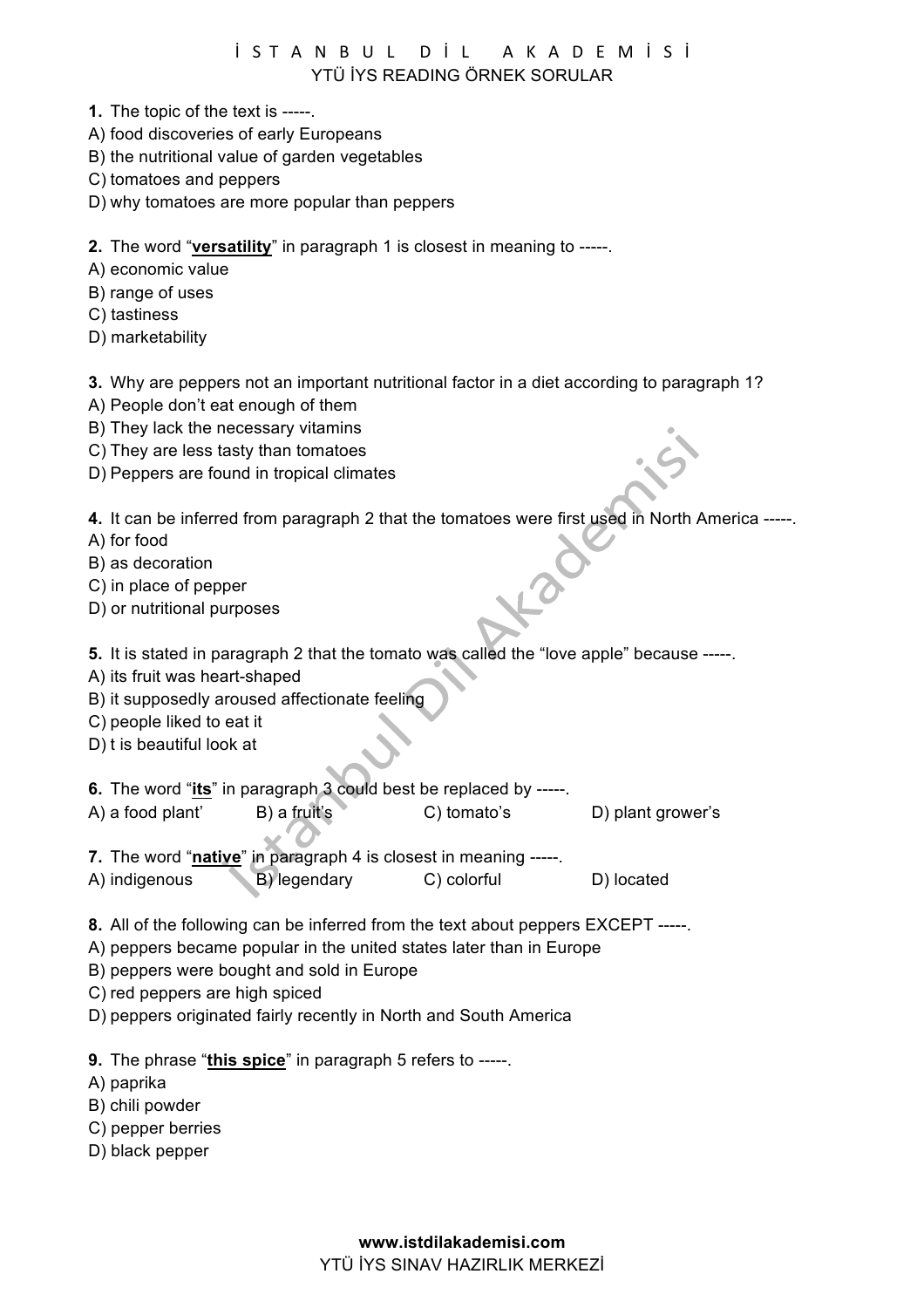**1.** The topic of the text is -----.

A) food discoveries of early Europeans
B) the nutritional value of garden vegetables
C) tomatoes and peppers
D) why tomatoes are more popular than peppers

**2.** The word "**versatility**" in paragraph 1 is closest in meaning to -----.

A) economic value
B) range of uses
C) tastiness
D) marketability

**3.** Why are peppers not an important nutritional factor in a diet according to paragraph 1?

A) People don't eat enough of them
B) They lack the necessary vitamins
C) They are less tasty than tomatoes
D) Peppers are found in tropical climates

**4.** It can be inferred from paragraph 2 that the tomatoes were first used in North America -----.

A) for food
B) as decoration
C) in place of pepper
D) or nutritional purposes

**5.** It is stated in paragraph 2 that the tomato was called the "love apple" because -----.

A) its fruit was heart-shaped
B) it supposedly aroused affectionate feeling
C) people liked to eat it
D) t is beautiful look at

**6.** The word "**its**" in paragraph 3 could best be replaced by -----.

A) a food plant' B) a fruit's C) tomato's D) plant grower's

**7.** The word "**native**" in paragraph 4 is closest in meaning -----.

A) indigenous B) legendary C) colorful D) located

**8.** All of the following can be inferred from the text about peppers EXCEPT -----.

A) peppers became popular in the united states later than in Europe
B) peppers were bought and sold in Europe
C) red peppers are high spiced
D) peppers originated fairly recently in North and South America

**9.** The phrase "**this spice**" in paragraph 5 refers to -----.

A) paprika
B) chili powder
C) pepper berries
D) black pepper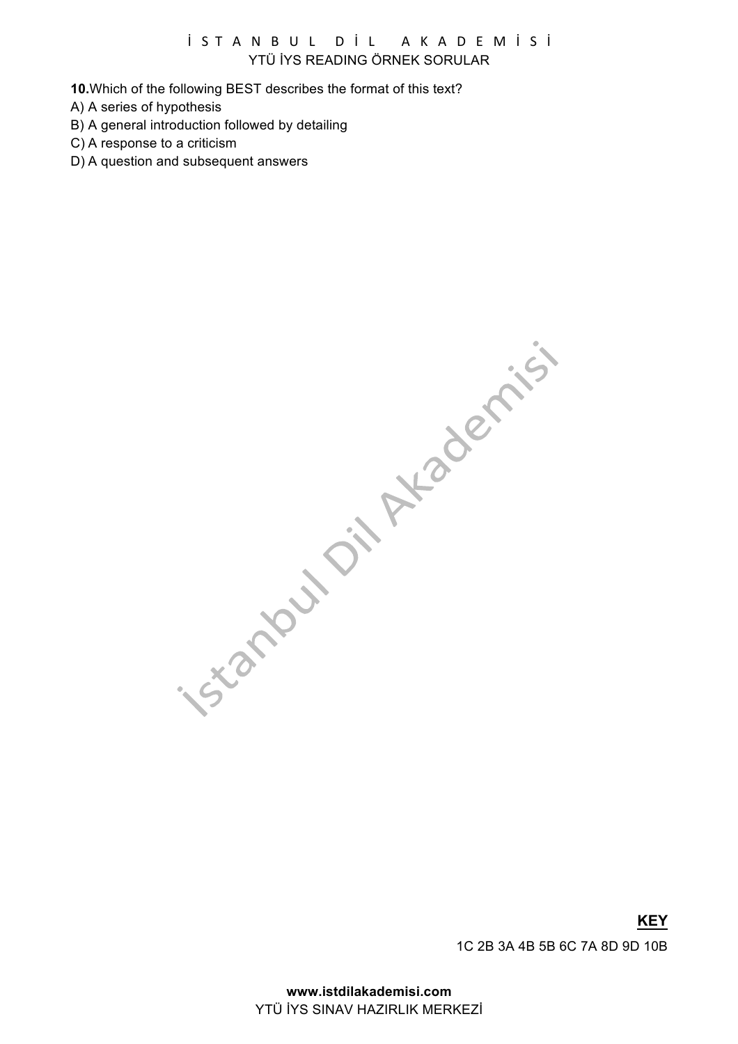**10.** Which of the following BEST describes the format of this text?

A) A series of hypothesis
B) A general introduction followed by detailing
C) A response to a criticism
D) A question and subsequent answers

**KEY**

1C 2B 3A 4B 5B 6C 7A 8D 9D 10B

**www.istdilakademisi.com**
YTÜ İYS SINAV HAZIRLIK MERKEZİ